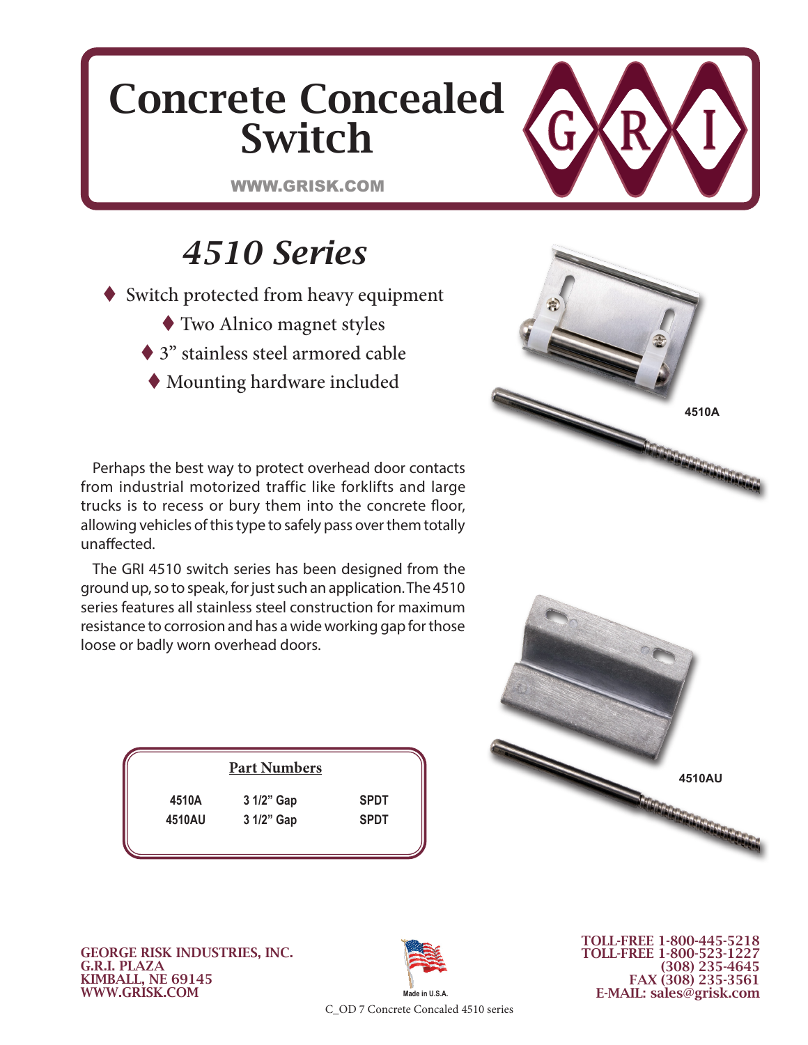# Concrete Concealed Switch

WWW.GRISK.COM

GRI

## *4510 Series*

- Switch protected from heavy equipment
- Two Alnico magnet styles
- 3" stainless steel armored cable
- Mounting hardware included

4510A

Perhaps the best way to protect overhead door contacts from industrial motorized traffic like forklifts and large trucks is to recess or bury them into the concrete floor, allowing vehicles of this type to safely pass over them totally unaffected.

The GRI 4510 switch series has been designed from the ground up, so to speak, for just such an application. The 4510 series features all stainless steel construction for maximum resistance to corrosion and has a wide working gap for those loose or badly worn overhead doors.

4510AU

**Part Numbers**

| | | |
|---|---|---|
| 4510A | 3 1/2" Gap | SPDT |
| 4510AU | 3 1/2" Gap | SPDT |

GEORGE RISK INDUSTRIES, INC.
G.R.I. PLAZA
KIMBALL, NE 69145
WWW.GRISK.COM

Made in U.S.A.

TOLL-FREE 1-800-445-5218
TOLL-FREE 1-800-523-1227
(308) 235-4645
FAX (308) 235-3561
E-MAIL: sales@grisk.com

C_OD 7 Concrete Concaled 4510 series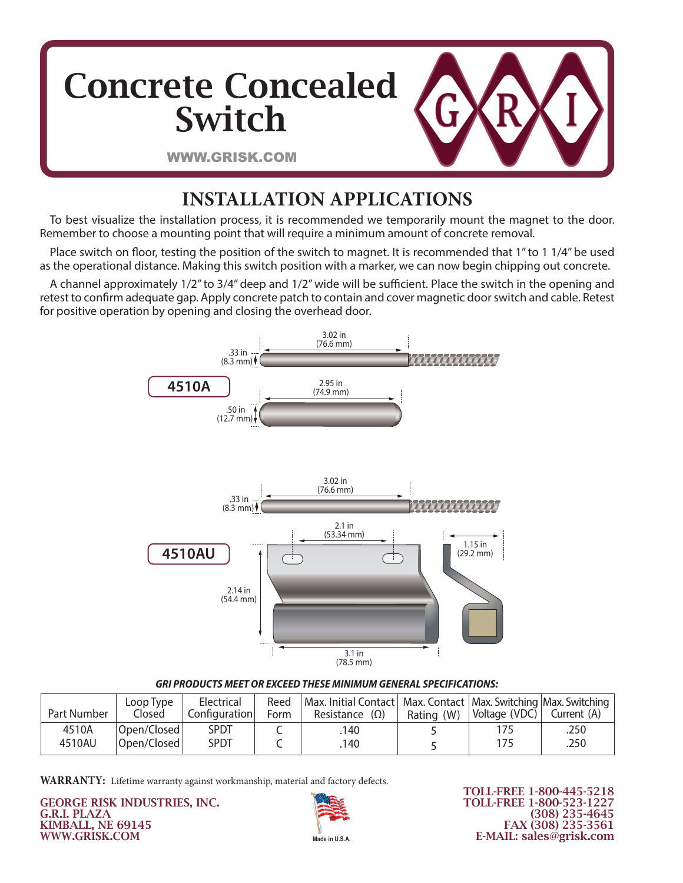# Concrete Concealed Switch

WWW.GRISK.COM

## INSTALLATION APPLICATIONS

To best visualize the installation process, it is recommended we temporarily mount the magnet to the door. Remember to choose a mounting point that will require a minimum amount of concrete removal.

Place switch on floor, testing the position of the switch to magnet. It is recommended that 1" to 1 1/4" be used as the operational distance. Making this switch position with a marker, we can now begin chipping out concrete.

A channel approximately 1/2" to 3/4" deep and 1/2" wide will be sufficient. Place the switch in the opening and retest to confirm adequate gap. Apply concrete patch to contain and cover magnetic door switch and cable. Retest for positive operation by opening and closing the overhead door.

**4510A**

3.02 in (76.6 mm)
.33 in (8.3 mm)
2.95 in (74.9 mm)
.50 in (12.7 mm)

**4510AU**

3.02 in (76.6 mm)
.33 in (8.3 mm)
2.1 in (53.34 mm)
1.15 in (29.2 mm)
2.14 in (54.4 mm)
3.1 in (78.5 mm)

***GRI PRODUCTS MEET OR EXCEED THESE MINIMUM GENERAL SPECIFICATIONS:***

| Part Number | Loop Type Closed | Electrical Configuration | Reed Form | Max. Initial Contact Resistance (Ω) | Max. Contact Rating (W) | Max. Switching Voltage (VDC) | Max. Switching Current (A) |
|---|---|---|---|---|---|---|---|
| 4510A | Open/Closed | SPDT | C | .140 | 5 | 175 | .250 |
| 4510AU | Open/Closed | SPDT | C | .140 | 5 | 175 | .250 |

**WARRANTY:** Lifetime warranty against workmanship, material and factory defects.

**GEORGE RISK INDUSTRIES, INC.**
**G.R.I. PLAZA**
**KIMBALL, NE 69145**
**WWW.GRISK.COM**

Made in U.S.A.

**TOLL-FREE 1-800-445-5218**
**TOLL-FREE 1-800-523-1227**
**(308) 235-4645**
**FAX (308) 235-3561**
**E-MAIL: sales@grisk.com**